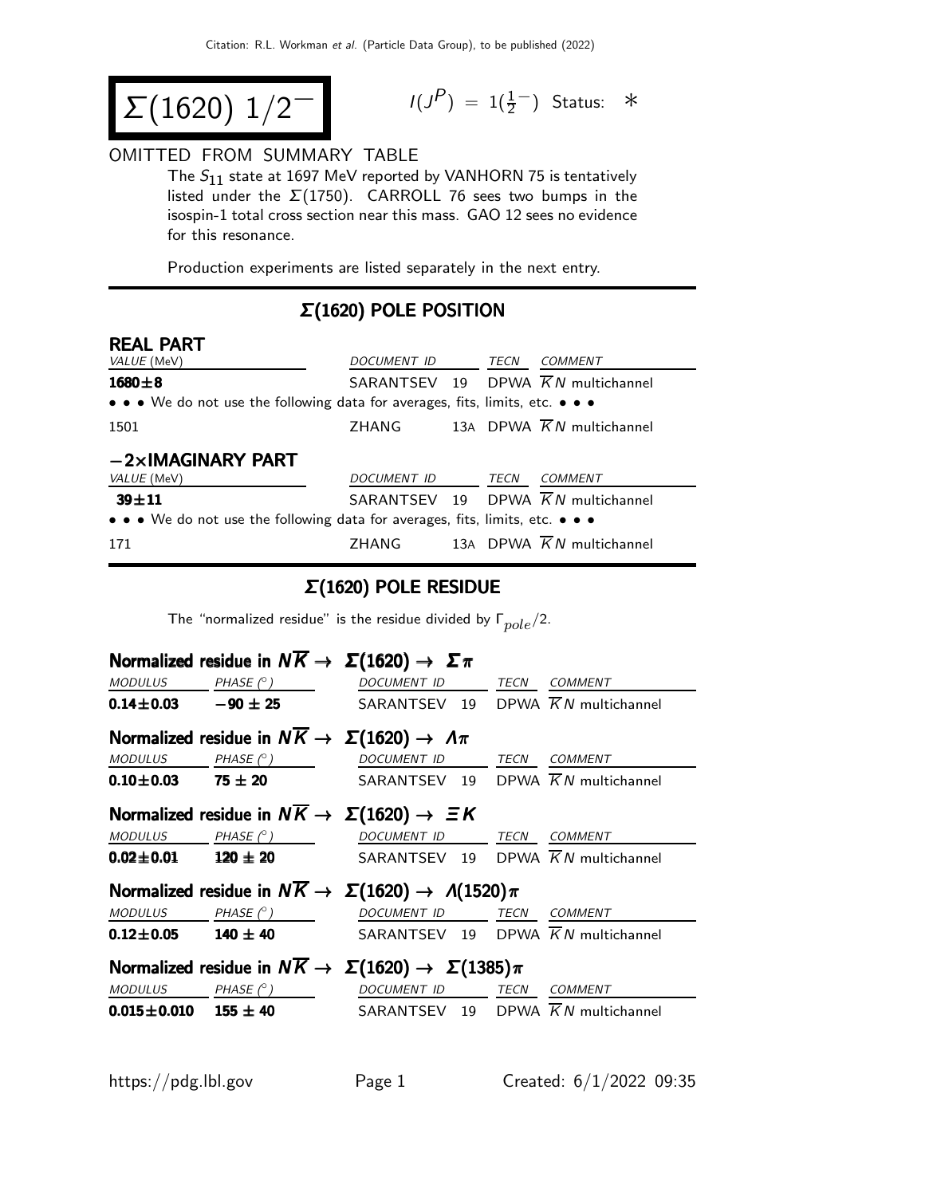# $\Sigma(1620)$ $1/2^-$

$I(J^P) = 1(\frac{1}{2}^-)$ Status: $*$

OMITTED FROM SUMMARY TABLE

The $S_{11}$ state at 1697 MeV reported by VANHORN 75 is tentatively listed under the $\Sigma(1750)$. CARROLL 76 sees two bumps in the isospin-1 total cross section near this mass. GAO 12 sees no evidence for this resonance.

Production experiments are listed separately in the next entry.

## $\Sigma(1620)$ POLE POSITION

### REAL PART

| VALUE (MeV) | DOCUMENT ID | | TECN | COMMENT |
|---|---|---|---|---|
| **1680±8** | SARANTSEV | 19 | DPWA | $\overline{K}N$ multichannel |
| • • • We do not use the following data for averages, fits, limits, etc. • • • | | | | |
| 1501 | ZHANG | 13A | DPWA | $\overline{K}N$ multichannel |

### −2×IMAGINARY PART

| VALUE (MeV) | DOCUMENT ID | | TECN | COMMENT |
|---|---|---|---|---|
| **39±11** | SARANTSEV | 19 | DPWA | $\overline{K}N$ multichannel |
| • • • We do not use the following data for averages, fits, limits, etc. • • • | | | | |
| 171 | ZHANG | 13A | DPWA | $\overline{K}N$ multichannel |

## $\Sigma(1620)$ POLE RESIDUE

The "normalized residue" is the residue divided by $\Gamma_{pole}/2$.

### Normalized residue in $N\overline{K} \rightarrow \Sigma(1620) \rightarrow \Sigma\pi$

| MODULUS | PHASE (°) | DOCUMENT ID | | TECN | COMMENT |
|---|---|---|---|---|---|
| **0.14±0.03** | **−90 ± 25** | SARANTSEV | 19 | DPWA | $\overline{K}N$ multichannel |

### Normalized residue in $N\overline{K} \rightarrow \Sigma(1620) \rightarrow \Lambda\pi$

| MODULUS | PHASE (°) | DOCUMENT ID | | TECN | COMMENT |
|---|---|---|---|---|---|
| **0.10±0.03** | **75 ± 20** | SARANTSEV | 19 | DPWA | $\overline{K}N$ multichannel |

### Normalized residue in $N\overline{K} \rightarrow \Sigma(1620) \rightarrow \Xi K$

| MODULUS | PHASE (°) | DOCUMENT ID | | TECN | COMMENT |
|---|---|---|---|---|---|
| **0.02±0.01** | **120 ± 20** | SARANTSEV | 19 | DPWA | $\overline{K}N$ multichannel |

### Normalized residue in $N\overline{K} \rightarrow \Sigma(1620) \rightarrow \Lambda(1520)\pi$

| MODULUS | PHASE (°) | DOCUMENT ID | | TECN | COMMENT |
|---|---|---|---|---|---|
| **0.12±0.05** | **140 ± 40** | SARANTSEV | 19 | DPWA | $\overline{K}N$ multichannel |

### Normalized residue in $N\overline{K} \rightarrow \Sigma(1620) \rightarrow \Sigma(1385)\pi$

| MODULUS | PHASE (°) | DOCUMENT ID | | TECN | COMMENT |
|---|---|---|---|---|---|
| **0.015±0.010** | **155 ± 40** | SARANTSEV | 19 | DPWA | $\overline{K}N$ multichannel |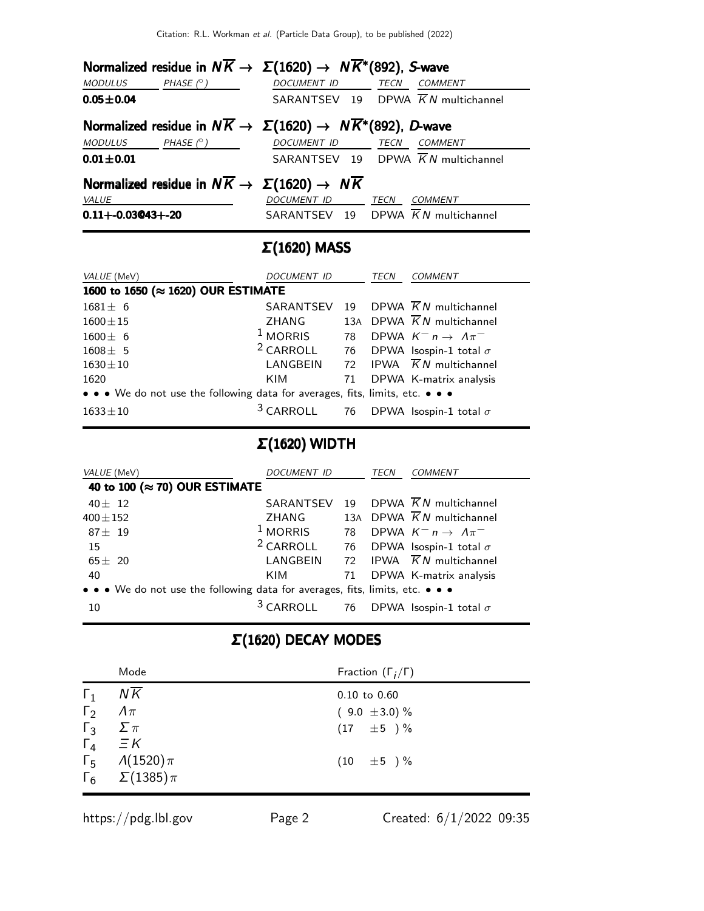### Normalized residue in $N\overline{K} \rightarrow \Sigma(1620) \rightarrow N\overline{K}^*(892)$, S-wave

| MODULUS | PHASE (°) | DOCUMENT ID | | TECN | COMMENT |
|---|---|---|---|---|---|
| **0.05±0.04** | | SARANTSEV | 19 | DPWA | $\overline{K}N$ multichannel |

### Normalized residue in $N\overline{K} \rightarrow \Sigma(1620) \rightarrow N\overline{K}^*(892)$, D-wave

| MODULUS | PHASE (°) | DOCUMENT ID | | TECN | COMMENT |
|---|---|---|---|---|---|
| **0.01±0.01** | | SARANTSEV | 19 | DPWA | $\overline{K}N$ multichannel |

### Normalized residue in $N\overline{K} \rightarrow \Sigma(1620) \rightarrow N\overline{K}$

| VALUE | DOCUMENT ID | | TECN | COMMENT |
|---|---|---|---|---|
| **0.11+-0.03@43+-20** | SARANTSEV | 19 | DPWA | $\overline{K}N$ multichannel |

## $\Sigma(1620)$ MASS

| VALUE (MeV) | DOCUMENT ID | | TECN | COMMENT |
|---|---|---|---|---|
| **1600 to 1650 (≈ 1620) OUR ESTIMATE** | | | | |
| 1681± 6 | SARANTSEV | 19 | DPWA | $\overline{K}N$ multichannel |
| 1600±15 | ZHANG | 13A | DPWA | $\overline{K}N$ multichannel |
| 1600± 6 | [1] MORRIS | 78 | DPWA | $K^- n \rightarrow \Lambda\pi^-$ |
| 1608± 5 | [2] CARROLL | 76 | DPWA | Isospin-1 total $\sigma$ |
| 1630±10 | LANGBEIN | 72 | IPWA | $\overline{K}N$ multichannel |
| 1620 | KIM | 71 | DPWA | K-matrix analysis |
| • • • We do not use the following data for averages, fits, limits, etc. • • • | | | | |
| 1633±10 | [3] CARROLL | 76 | DPWA | Isospin-1 total $\sigma$ |

## $\Sigma(1620)$ WIDTH

| VALUE (MeV) | DOCUMENT ID | | TECN | COMMENT |
|---|---|---|---|---|
| **40 to 100 (≈ 70) OUR ESTIMATE** | | | | |
| 40± 12 | SARANTSEV | 19 | DPWA | $\overline{K}N$ multichannel |
| 400±152 | ZHANG | 13A | DPWA | $\overline{K}N$ multichannel |
| 87± 19 | [1] MORRIS | 78 | DPWA | $K^- n \rightarrow \Lambda\pi^-$ |
| 15 | [2] CARROLL | 76 | DPWA | Isospin-1 total $\sigma$ |
| 65± 20 | LANGBEIN | 72 | IPWA | $\overline{K}N$ multichannel |
| 40 | KIM | 71 | DPWA | K-matrix analysis |
| • • • We do not use the following data for averages, fits, limits, etc. • • • | | | | |
| 10 | [3] CARROLL | 76 | DPWA | Isospin-1 total $\sigma$ |

## $\Sigma(1620)$ DECAY MODES

| | Mode | Fraction ($\Gamma_i/\Gamma$) |
|---|---|---|
| $\Gamma_1$ | $N\overline{K}$ | 0.10 to 0.60 |
| $\Gamma_2$ | $\Lambda\pi$ | ( 9.0 ±3.0) % |
| $\Gamma_3$ | $\Sigma\pi$ | (17 ±5 ) % |
| $\Gamma_4$ | $\Xi K$ | |
| $\Gamma_5$ | $\Lambda(1520)\pi$ | (10 ±5 ) % |
| $\Gamma_6$ | $\Sigma(1385)\pi$ | |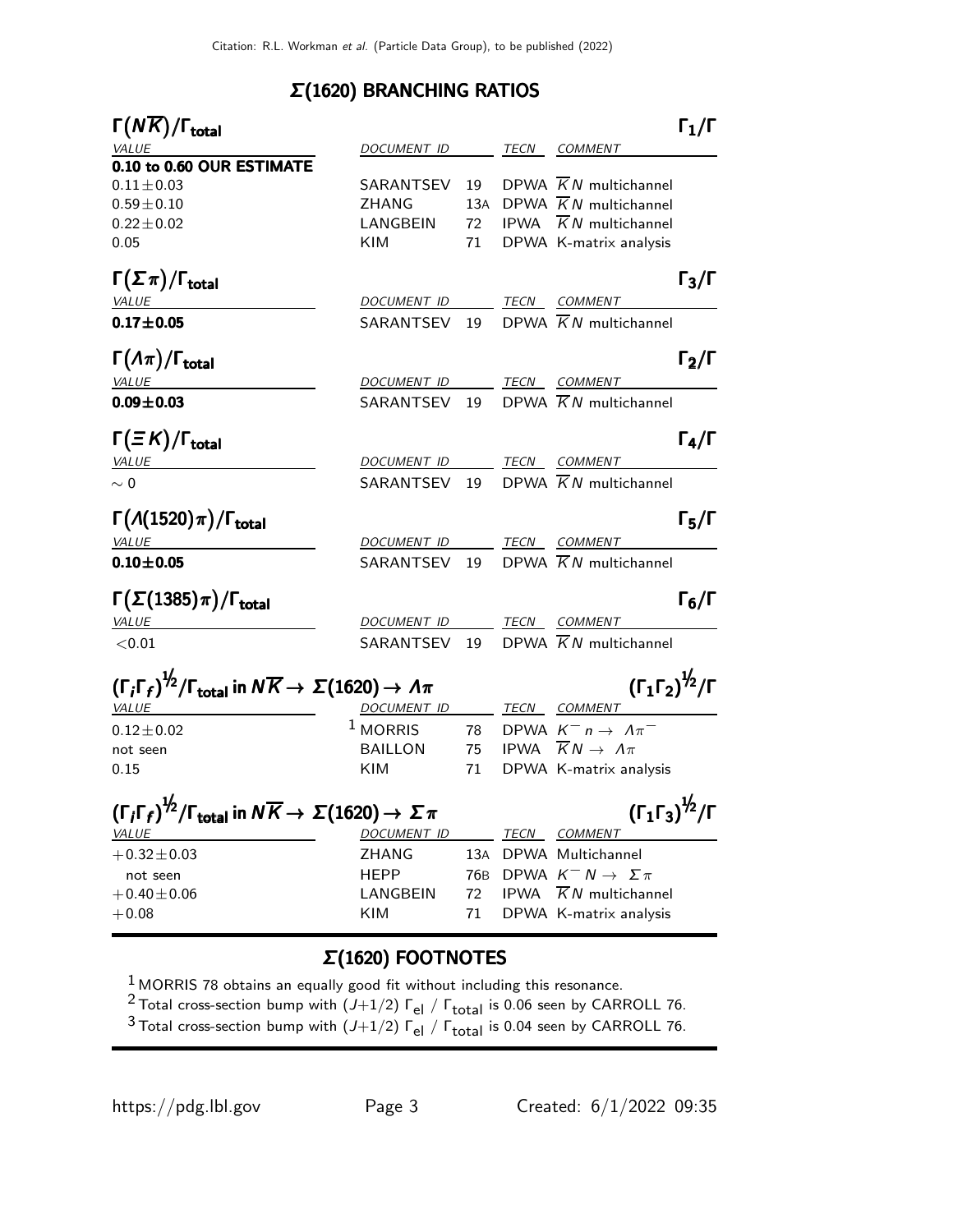## Σ(1620) BRANCHING RATIOS

### $\Gamma(N\overline{K})/\Gamma_{total}$ — $\Gamma_1/\Gamma$

| VALUE | DOCUMENT ID | | TECN | COMMENT |
|---|---|---|---|---|
| **0.10 to 0.60 OUR ESTIMATE** | | | | |
| 0.11±0.03 | SARANTSEV | 19 | DPWA | $\overline{K}N$ multichannel |
| 0.59±0.10 | ZHANG | 13A | DPWA | $\overline{K}N$ multichannel |
| 0.22±0.02 | LANGBEIN | 72 | IPWA | $\overline{K}N$ multichannel |
| 0.05 | KIM | 71 | DPWA | K-matrix analysis |

### $\Gamma(\Sigma\pi)/\Gamma_{total}$ — $\Gamma_3/\Gamma$

| VALUE | DOCUMENT ID | | TECN | COMMENT |
|---|---|---|---|---|
| **0.17±0.05** | SARANTSEV | 19 | DPWA | $\overline{K}N$ multichannel |

### $\Gamma(\Lambda\pi)/\Gamma_{total}$ — $\Gamma_2/\Gamma$

| VALUE | DOCUMENT ID | | TECN | COMMENT |
|---|---|---|---|---|
| **0.09±0.03** | SARANTSEV | 19 | DPWA | $\overline{K}N$ multichannel |

### $\Gamma(\Xi K)/\Gamma_{total}$ — $\Gamma_4/\Gamma$

| VALUE | DOCUMENT ID | | TECN | COMMENT |
|---|---|---|---|---|
| ∼ 0 | SARANTSEV | 19 | DPWA | $\overline{K}N$ multichannel |

### $\Gamma(\Lambda(1520)\pi)/\Gamma_{total}$ — $\Gamma_5/\Gamma$

| VALUE | DOCUMENT ID | | TECN | COMMENT |
|---|---|---|---|---|
| **0.10±0.05** | SARANTSEV | 19 | DPWA | $\overline{K}N$ multichannel |

### $\Gamma(\Sigma(1385)\pi)/\Gamma_{total}$ — $\Gamma_6/\Gamma$

| VALUE | DOCUMENT ID | | TECN | COMMENT |
|---|---|---|---|---|
| <0.01 | SARANTSEV | 19 | DPWA | $\overline{K}N$ multichannel |

### $(\Gamma_i\Gamma_f)^{1/2}/\Gamma_{total}$ in $N\overline{K} \to \Sigma(1620) \to \Lambda\pi$ — $(\Gamma_1\Gamma_2)^{1/2}/\Gamma$

| VALUE | DOCUMENT ID | | TECN | COMMENT |
|---|---|---|---|---|
| 0.12±0.02 | [1] MORRIS | 78 | DPWA | $K^- n \to \Lambda\pi^-$ |
| not seen | BAILLON | 75 | IPWA | $\overline{K}N \to \Lambda\pi$ |
| 0.15 | KIM | 71 | DPWA | K-matrix analysis |

### $(\Gamma_i\Gamma_f)^{1/2}/\Gamma_{total}$ in $N\overline{K} \to \Sigma(1620) \to \Sigma\pi$ — $(\Gamma_1\Gamma_3)^{1/2}/\Gamma$

| VALUE | DOCUMENT ID | | TECN | COMMENT |
|---|---|---|---|---|
| +0.32±0.03 | ZHANG | 13A | DPWA | Multichannel |
| not seen | HEPP | 76B | DPWA | $K^- N \to \Sigma\pi$ |
| +0.40±0.06 | LANGBEIN | 72 | IPWA | $\overline{K}N$ multichannel |
| +0.08 | KIM | 71 | DPWA | K-matrix analysis |

## Σ(1620) FOOTNOTES

[1] MORRIS 78 obtains an equally good fit without including this resonance.

[2] Total cross-section bump with $(J+1/2)\ \Gamma_{el}\ /\ \Gamma_{total}$ is 0.06 seen by CARROLL 76.

[3] Total cross-section bump with $(J+1/2)\ \Gamma_{el}\ /\ \Gamma_{total}$ is 0.04 seen by CARROLL 76.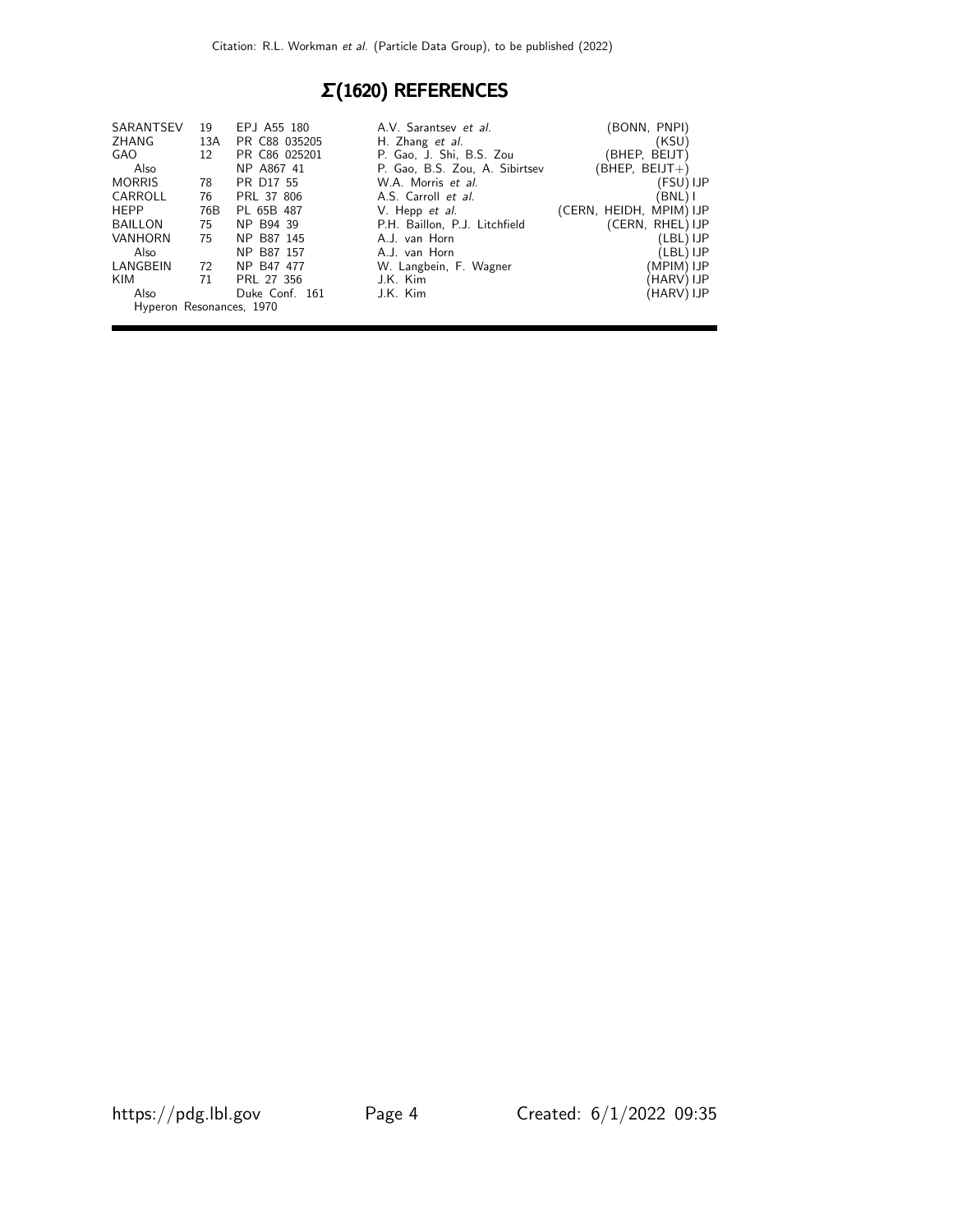## Σ(1620) REFERENCES

| | | | | |
|---|---|---|---|---|
| SARANTSEV | 19 | EPJ A55 180 | A.V. Sarantsev *et al.* | (BONN, PNPI) |
| ZHANG | 13A | PR C88 035205 | H. Zhang *et al.* | (KSU) |
| GAO | 12 | PR C86 025201 | P. Gao, J. Shi, B.S. Zou | (BHEP, BEIJT) |
| Also | | NP A867 41 | P. Gao, B.S. Zou, A. Sibirtsev | (BHEP, BEIJT+) |
| MORRIS | 78 | PR D17 55 | W.A. Morris *et al.* | (FSU) IJP |
| CARROLL | 76 | PRL 37 806 | A.S. Carroll *et al.* | (BNL) I |
| HEPP | 76B | PL 65B 487 | V. Hepp *et al.* | (CERN, HEIDH, MPIM) IJP |
| BAILLON | 75 | NP B94 39 | P.H. Baillon, P.J. Litchfield | (CERN, RHEL) IJP |
| VANHORN | 75 | NP B87 145 | A.J. van Horn | (LBL) IJP |
| Also | | NP B87 157 | A.J. van Horn | (LBL) IJP |
| LANGBEIN | 72 | NP B47 477 | W. Langbein, F. Wagner | (MPIM) IJP |
| KIM | 71 | PRL 27 356 | J.K. Kim | (HARV) IJP |
| Also | | Duke Conf. 161 | J.K. Kim | (HARV) IJP |
| Hyperon Resonances, 1970 | | | | |